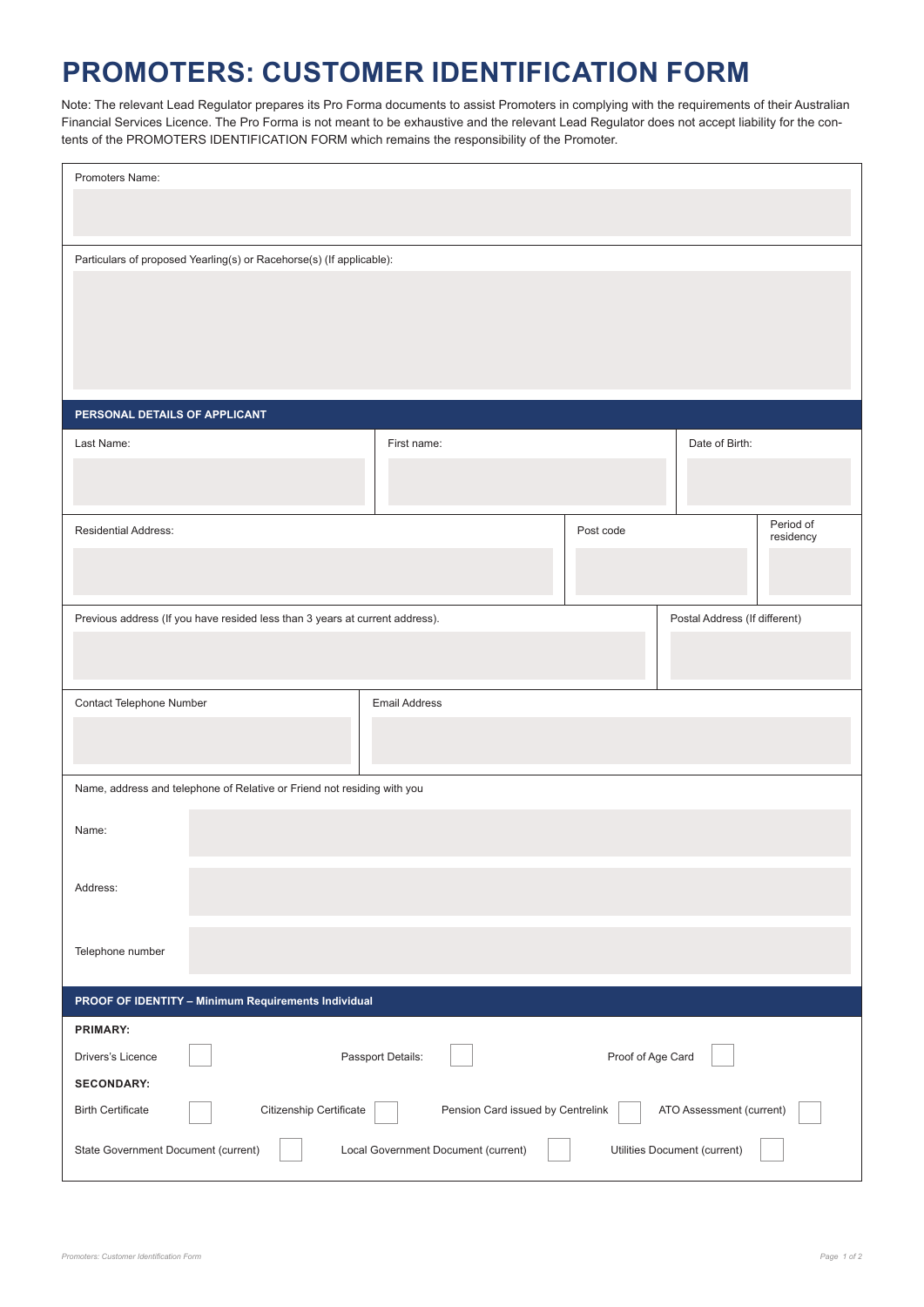# PROMOTERS: CUSTOMER IDENTIFICATION FORM

Note: The relevant Lead Regulator prepares its Pro Forma documents to assist Promoters in complying with the requirements of their Australian Financial Services Licence. The Pro Forma is not meant to be exhaustive and the relevant Lead Regulator does not accept liability for the contents of the PROMOTERS IDENTIFICATION FORM which remains the responsibility of the Promoter.

Promoters Name:

Particulars of proposed Yearling(s) or Racehorse(s) (If applicable):

## PERSONAL DETAILS OF APPLICANT

| Last Name: | First name: | Date of Birth: |
|---|---|---|
| | | |

| Residential Address: | Post code | Period of residency |
|---|---|---|
| | | |

| Previous address (If you have resided less than 3 years at current address). | Postal Address (If different) |
|---|---|
| | |

| Contact Telephone Number | Email Address |
|---|---|
| | |

Name, address and telephone of Relative or Friend not residing with you

Name:

Address:

Telephone number

## PROOF OF IDENTITY – Minimum Requirements Individual

**PRIMARY:**

Drivers's Licence ☐ Passport Details: ☐ Proof of Age Card ☐

**SECONDARY:**

Birth Certificate ☐ Citizenship Certificate ☐ Pension Card issued by Centrelink ☐ ATO Assessment (current) ☐

State Government Document (current) ☐ Local Government Document (current) ☐ Utilities Document (current) ☐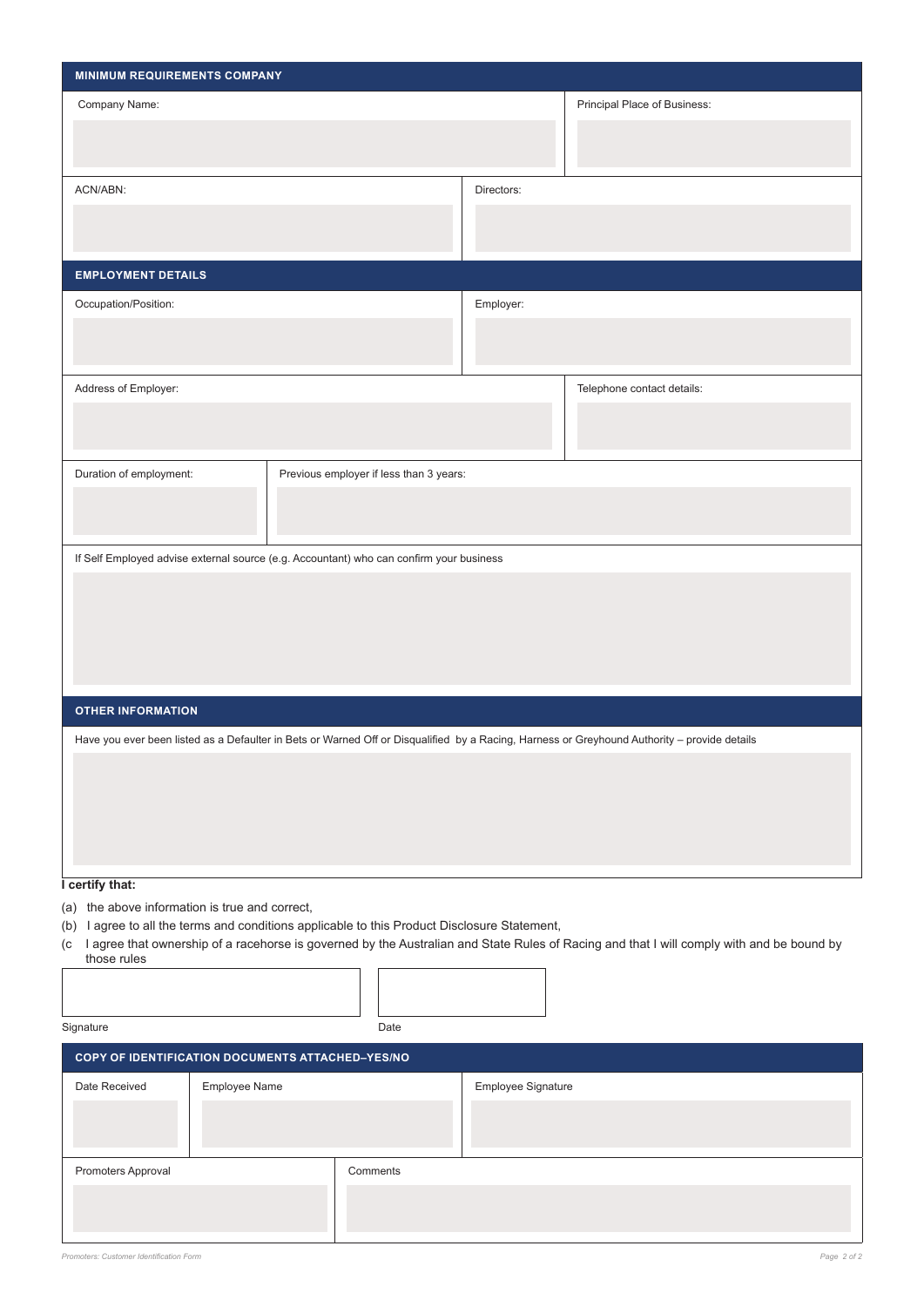## MINIMUM REQUIREMENTS COMPANY

| | |
|---|---|
| Company Name: | Principal Place of Business: |
| ACN/ABN: | Directors: |

## EMPLOYMENT DETAILS

| | |
|---|---|
| Occupation/Position: | Employer: |
| Address of Employer: | Telephone contact details: |
| Duration of employment: | Previous employer if less than 3 years: |

If Self Employed advise external source (e.g. Accountant) who can confirm your business

## OTHER INFORMATION

Have you ever been listed as a Defaulter in Bets or Warned Off or Disqualified by a Racing, Harness or Greyhound Authority – provide details

**I certify that:**

(a) the above information is true and correct,

(b) I agree to all the terms and conditions applicable to this Product Disclosure Statement,

(c I agree that ownership of a racehorse is governed by the Australian and State Rules of Racing and that I will comply with and be bound by those rules

| | |
|---|---|
| Signature | Date |

## COPY OF IDENTIFICATION DOCUMENTS ATTACHED–YES/NO

| | | |
|---|---|---|
| Date Received | Employee Name | Employee Signature |

| | |
|---|---|
| Promoters Approval | Comments |